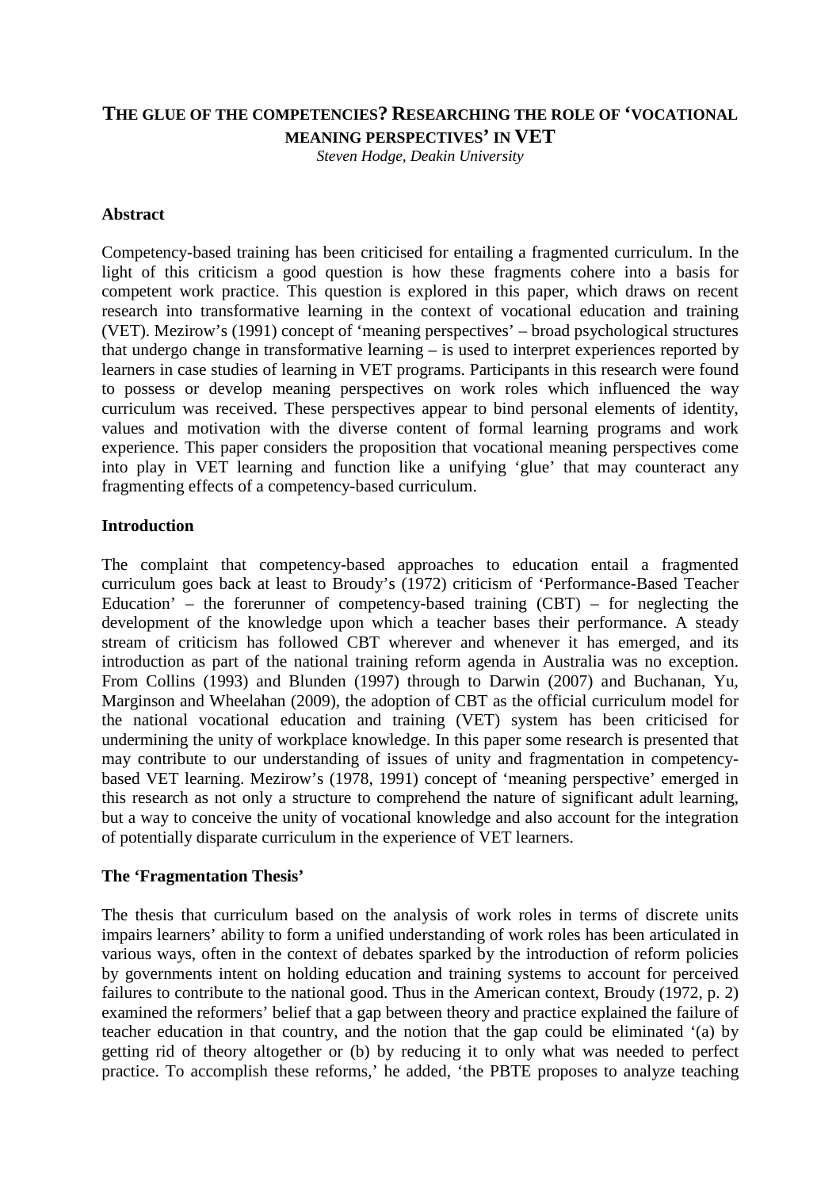# THE GLUE OF THE COMPETENCIES? RESEARCHING THE ROLE OF 'VOCATIONAL MEANING PERSPECTIVES' IN VET

*Steven Hodge, Deakin University*

## Abstract

Competency-based training has been criticised for entailing a fragmented curriculum. In the light of this criticism a good question is how these fragments cohere into a basis for competent work practice. This question is explored in this paper, which draws on recent research into transformative learning in the context of vocational education and training (VET). Mezirow's (1991) concept of 'meaning perspectives' – broad psychological structures that undergo change in transformative learning – is used to interpret experiences reported by learners in case studies of learning in VET programs. Participants in this research were found to possess or develop meaning perspectives on work roles which influenced the way curriculum was received. These perspectives appear to bind personal elements of identity, values and motivation with the diverse content of formal learning programs and work experience. This paper considers the proposition that vocational meaning perspectives come into play in VET learning and function like a unifying 'glue' that may counteract any fragmenting effects of a competency-based curriculum.

## Introduction

The complaint that competency-based approaches to education entail a fragmented curriculum goes back at least to Broudy's (1972) criticism of 'Performance-Based Teacher Education' – the forerunner of competency-based training (CBT) – for neglecting the development of the knowledge upon which a teacher bases their performance. A steady stream of criticism has followed CBT wherever and whenever it has emerged, and its introduction as part of the national training reform agenda in Australia was no exception. From Collins (1993) and Blunden (1997) through to Darwin (2007) and Buchanan, Yu, Marginson and Wheelahan (2009), the adoption of CBT as the official curriculum model for the national vocational education and training (VET) system has been criticised for undermining the unity of workplace knowledge. In this paper some research is presented that may contribute to our understanding of issues of unity and fragmentation in competency-based VET learning. Mezirow's (1978, 1991) concept of 'meaning perspective' emerged in this research as not only a structure to comprehend the nature of significant adult learning, but a way to conceive the unity of vocational knowledge and also account for the integration of potentially disparate curriculum in the experience of VET learners.

## The 'Fragmentation Thesis'

The thesis that curriculum based on the analysis of work roles in terms of discrete units impairs learners' ability to form a unified understanding of work roles has been articulated in various ways, often in the context of debates sparked by the introduction of reform policies by governments intent on holding education and training systems to account for perceived failures to contribute to the national good. Thus in the American context, Broudy (1972, p. 2) examined the reformers' belief that a gap between theory and practice explained the failure of teacher education in that country, and the notion that the gap could be eliminated '(a) by getting rid of theory altogether or (b) by reducing it to only what was needed to perfect practice. To accomplish these reforms,' he added, 'the PBTE proposes to analyze teaching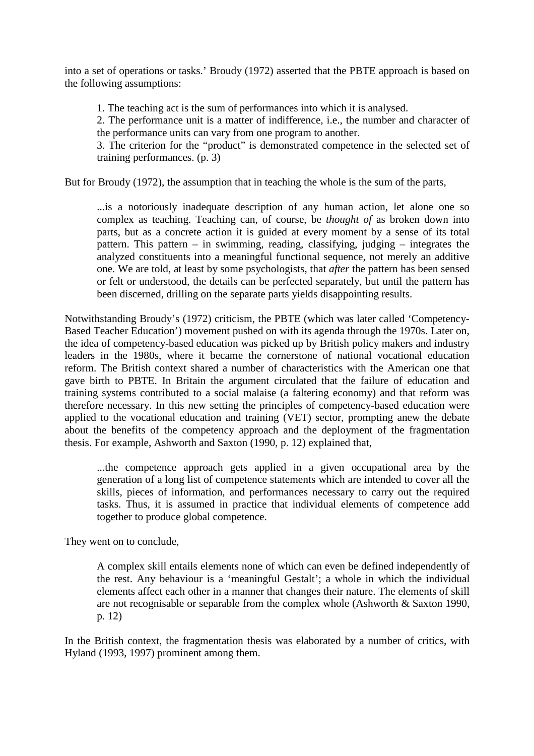into a set of operations or tasks.' Broudy (1972) asserted that the PBTE approach is based on the following assumptions:

> 1. The teaching act is the sum of performances into which it is analysed.
> 2. The performance unit is a matter of indifference, i.e., the number and character of the performance units can vary from one program to another.
> 3. The criterion for the "product" is demonstrated competence in the selected set of training performances. (p. 3)

But for Broudy (1972), the assumption that in teaching the whole is the sum of the parts,

> ...is a notoriously inadequate description of any human action, let alone one so complex as teaching. Teaching can, of course, be *thought of* as broken down into parts, but as a concrete action it is guided at every moment by a sense of its total pattern. This pattern – in swimming, reading, classifying, judging – integrates the analyzed constituents into a meaningful functional sequence, not merely an additive one. We are told, at least by some psychologists, that *after* the pattern has been sensed or felt or understood, the details can be perfected separately, but until the pattern has been discerned, drilling on the separate parts yields disappointing results.

Notwithstanding Broudy's (1972) criticism, the PBTE (which was later called 'Competency-Based Teacher Education') movement pushed on with its agenda through the 1970s. Later on, the idea of competency-based education was picked up by British policy makers and industry leaders in the 1980s, where it became the cornerstone of national vocational education reform. The British context shared a number of characteristics with the American one that gave birth to PBTE. In Britain the argument circulated that the failure of education and training systems contributed to a social malaise (a faltering economy) and that reform was therefore necessary. In this new setting the principles of competency-based education were applied to the vocational education and training (VET) sector, prompting anew the debate about the benefits of the competency approach and the deployment of the fragmentation thesis. For example, Ashworth and Saxton (1990, p. 12) explained that,

> ...the competence approach gets applied in a given occupational area by the generation of a long list of competence statements which are intended to cover all the skills, pieces of information, and performances necessary to carry out the required tasks. Thus, it is assumed in practice that individual elements of competence add together to produce global competence.

They went on to conclude,

> A complex skill entails elements none of which can even be defined independently of the rest. Any behaviour is a 'meaningful Gestalt'; a whole in which the individual elements affect each other in a manner that changes their nature. The elements of skill are not recognisable or separable from the complex whole (Ashworth & Saxton 1990, p. 12)

In the British context, the fragmentation thesis was elaborated by a number of critics, with Hyland (1993, 1997) prominent among them.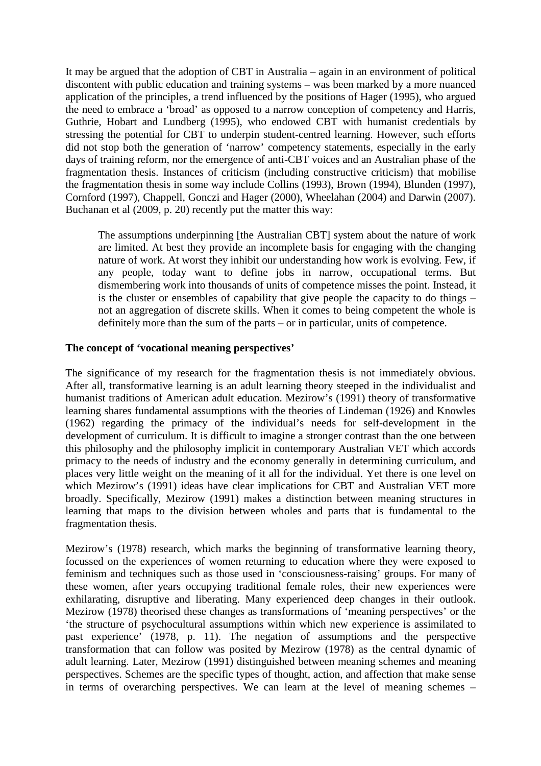It may be argued that the adoption of CBT in Australia – again in an environment of political discontent with public education and training systems – was been marked by a more nuanced application of the principles, a trend influenced by the positions of Hager (1995), who argued the need to embrace a 'broad' as opposed to a narrow conception of competency and Harris, Guthrie, Hobart and Lundberg (1995), who endowed CBT with humanist credentials by stressing the potential for CBT to underpin student-centred learning. However, such efforts did not stop both the generation of 'narrow' competency statements, especially in the early days of training reform, nor the emergence of anti-CBT voices and an Australian phase of the fragmentation thesis. Instances of criticism (including constructive criticism) that mobilise the fragmentation thesis in some way include Collins (1993), Brown (1994), Blunden (1997), Cornford (1997), Chappell, Gonczi and Hager (2000), Wheelahan (2004) and Darwin (2007). Buchanan et al (2009, p. 20) recently put the matter this way:

> The assumptions underpinning [the Australian CBT] system about the nature of work are limited. At best they provide an incomplete basis for engaging with the changing nature of work. At worst they inhibit our understanding how work is evolving. Few, if any people, today want to define jobs in narrow, occupational terms. But dismembering work into thousands of units of competence misses the point. Instead, it is the cluster or ensembles of capability that give people the capacity to do things – not an aggregation of discrete skills. When it comes to being competent the whole is definitely more than the sum of the parts – or in particular, units of competence.

**The concept of 'vocational meaning perspectives'**

The significance of my research for the fragmentation thesis is not immediately obvious. After all, transformative learning is an adult learning theory steeped in the individualist and humanist traditions of American adult education. Mezirow's (1991) theory of transformative learning shares fundamental assumptions with the theories of Lindeman (1926) and Knowles (1962) regarding the primacy of the individual's needs for self-development in the development of curriculum. It is difficult to imagine a stronger contrast than the one between this philosophy and the philosophy implicit in contemporary Australian VET which accords primacy to the needs of industry and the economy generally in determining curriculum, and places very little weight on the meaning of it all for the individual. Yet there is one level on which Mezirow's (1991) ideas have clear implications for CBT and Australian VET more broadly. Specifically, Mezirow (1991) makes a distinction between meaning structures in learning that maps to the division between wholes and parts that is fundamental to the fragmentation thesis.

Mezirow's (1978) research, which marks the beginning of transformative learning theory, focussed on the experiences of women returning to education where they were exposed to feminism and techniques such as those used in 'consciousness-raising' groups. For many of these women, after years occupying traditional female roles, their new experiences were exhilarating, disruptive and liberating. Many experienced deep changes in their outlook. Mezirow (1978) theorised these changes as transformations of 'meaning perspectives' or the 'the structure of psychocultural assumptions within which new experience is assimilated to past experience' (1978, p. 11). The negation of assumptions and the perspective transformation that can follow was posited by Mezirow (1978) as the central dynamic of adult learning. Later, Mezirow (1991) distinguished between meaning schemes and meaning perspectives. Schemes are the specific types of thought, action, and affection that make sense in terms of overarching perspectives. We can learn at the level of meaning schemes –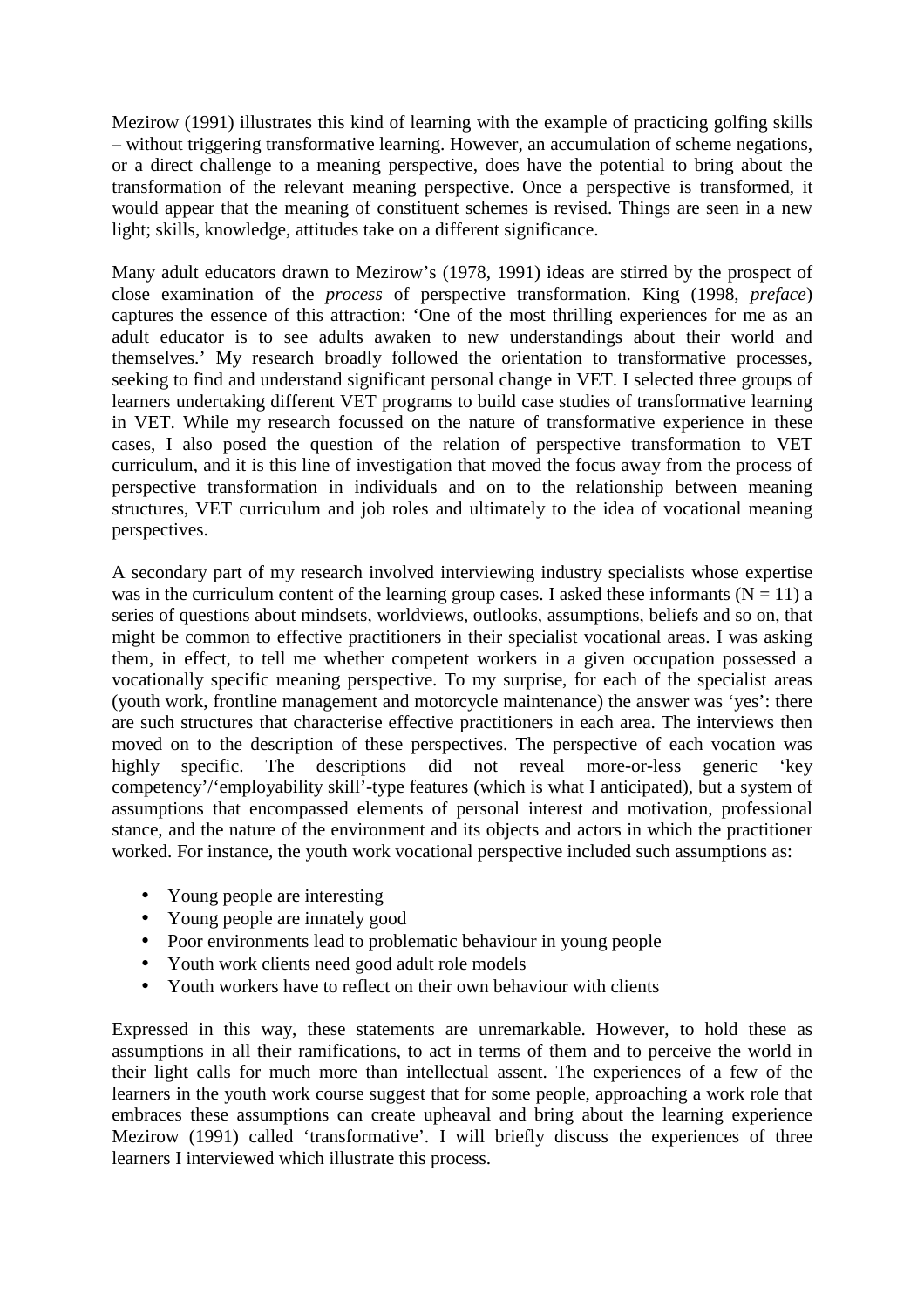Mezirow (1991) illustrates this kind of learning with the example of practicing golfing skills – without triggering transformative learning. However, an accumulation of scheme negations, or a direct challenge to a meaning perspective, does have the potential to bring about the transformation of the relevant meaning perspective. Once a perspective is transformed, it would appear that the meaning of constituent schemes is revised. Things are seen in a new light; skills, knowledge, attitudes take on a different significance.

Many adult educators drawn to Mezirow's (1978, 1991) ideas are stirred by the prospect of close examination of the *process* of perspective transformation. King (1998, *preface*) captures the essence of this attraction: 'One of the most thrilling experiences for me as an adult educator is to see adults awaken to new understandings about their world and themselves.' My research broadly followed the orientation to transformative processes, seeking to find and understand significant personal change in VET. I selected three groups of learners undertaking different VET programs to build case studies of transformative learning in VET. While my research focussed on the nature of transformative experience in these cases, I also posed the question of the relation of perspective transformation to VET curriculum, and it is this line of investigation that moved the focus away from the process of perspective transformation in individuals and on to the relationship between meaning structures, VET curriculum and job roles and ultimately to the idea of vocational meaning perspectives.

A secondary part of my research involved interviewing industry specialists whose expertise was in the curriculum content of the learning group cases. I asked these informants ($N = 11$) a series of questions about mindsets, worldviews, outlooks, assumptions, beliefs and so on, that might be common to effective practitioners in their specialist vocational areas. I was asking them, in effect, to tell me whether competent workers in a given occupation possessed a vocationally specific meaning perspective. To my surprise, for each of the specialist areas (youth work, frontline management and motorcycle maintenance) the answer was 'yes': there are such structures that characterise effective practitioners in each area. The interviews then moved on to the description of these perspectives. The perspective of each vocation was highly specific. The descriptions did not reveal more-or-less generic 'key competency'/'employability skill'-type features (which is what I anticipated), but a system of assumptions that encompassed elements of personal interest and motivation, professional stance, and the nature of the environment and its objects and actors in which the practitioner worked. For instance, the youth work vocational perspective included such assumptions as:

- Young people are interesting
- Young people are innately good
- Poor environments lead to problematic behaviour in young people
- Youth work clients need good adult role models
- Youth workers have to reflect on their own behaviour with clients

Expressed in this way, these statements are unremarkable. However, to hold these as assumptions in all their ramifications, to act in terms of them and to perceive the world in their light calls for much more than intellectual assent. The experiences of a few of the learners in the youth work course suggest that for some people, approaching a work role that embraces these assumptions can create upheaval and bring about the learning experience Mezirow (1991) called 'transformative'. I will briefly discuss the experiences of three learners I interviewed which illustrate this process.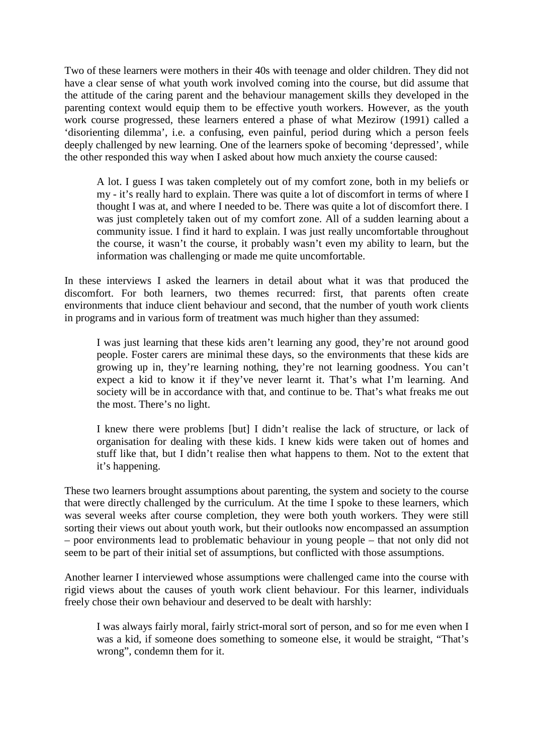Two of these learners were mothers in their 40s with teenage and older children. They did not have a clear sense of what youth work involved coming into the course, but did assume that the attitude of the caring parent and the behaviour management skills they developed in the parenting context would equip them to be effective youth workers. However, as the youth work course progressed, these learners entered a phase of what Mezirow (1991) called a 'disorienting dilemma', i.e. a confusing, even painful, period during which a person feels deeply challenged by new learning. One of the learners spoke of becoming 'depressed', while the other responded this way when I asked about how much anxiety the course caused:

> A lot. I guess I was taken completely out of my comfort zone, both in my beliefs or my - it's really hard to explain. There was quite a lot of discomfort in terms of where I thought I was at, and where I needed to be. There was quite a lot of discomfort there. I was just completely taken out of my comfort zone. All of a sudden learning about a community issue. I find it hard to explain. I was just really uncomfortable throughout the course, it wasn't the course, it probably wasn't even my ability to learn, but the information was challenging or made me quite uncomfortable.

In these interviews I asked the learners in detail about what it was that produced the discomfort. For both learners, two themes recurred: first, that parents often create environments that induce client behaviour and second, that the number of youth work clients in programs and in various form of treatment was much higher than they assumed:

> I was just learning that these kids aren't learning any good, they're not around good people. Foster carers are minimal these days, so the environments that these kids are growing up in, they're learning nothing, they're not learning goodness. You can't expect a kid to know it if they've never learnt it. That's what I'm learning. And society will be in accordance with that, and continue to be. That's what freaks me out the most. There's no light.

> I knew there were problems [but] I didn't realise the lack of structure, or lack of organisation for dealing with these kids. I knew kids were taken out of homes and stuff like that, but I didn't realise then what happens to them. Not to the extent that it's happening.

These two learners brought assumptions about parenting, the system and society to the course that were directly challenged by the curriculum. At the time I spoke to these learners, which was several weeks after course completion, they were both youth workers. They were still sorting their views out about youth work, but their outlooks now encompassed an assumption – poor environments lead to problematic behaviour in young people – that not only did not seem to be part of their initial set of assumptions, but conflicted with those assumptions.

Another learner I interviewed whose assumptions were challenged came into the course with rigid views about the causes of youth work client behaviour. For this learner, individuals freely chose their own behaviour and deserved to be dealt with harshly:

> I was always fairly moral, fairly strict-moral sort of person, and so for me even when I was a kid, if someone does something to someone else, it would be straight, "That's wrong", condemn them for it.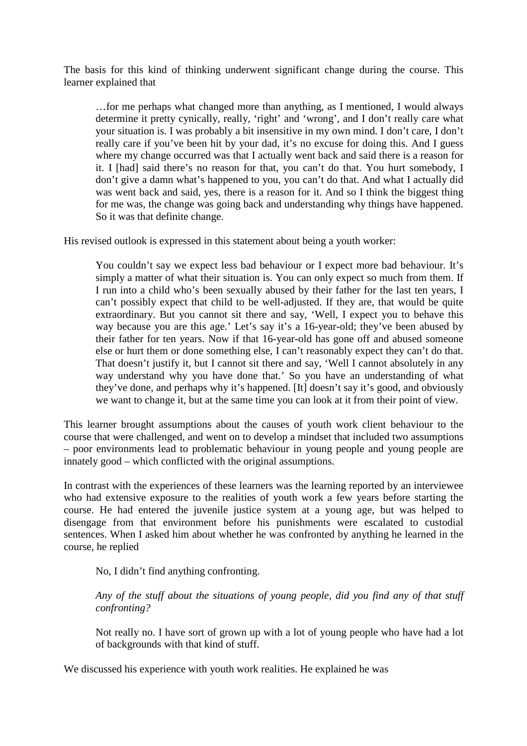The basis for this kind of thinking underwent significant change during the course. This learner explained that

> …for me perhaps what changed more than anything, as I mentioned, I would always determine it pretty cynically, really, 'right' and 'wrong', and I don't really care what your situation is. I was probably a bit insensitive in my own mind. I don't care, I don't really care if you've been hit by your dad, it's no excuse for doing this. And I guess where my change occurred was that I actually went back and said there is a reason for it. I [had] said there's no reason for that, you can't do that. You hurt somebody, I don't give a damn what's happened to you, you can't do that. And what I actually did was went back and said, yes, there is a reason for it. And so I think the biggest thing for me was, the change was going back and understanding why things have happened. So it was that definite change.

His revised outlook is expressed in this statement about being a youth worker:

> You couldn't say we expect less bad behaviour or I expect more bad behaviour. It's simply a matter of what their situation is. You can only expect so much from them. If I run into a child who's been sexually abused by their father for the last ten years, I can't possibly expect that child to be well-adjusted. If they are, that would be quite extraordinary. But you cannot sit there and say, 'Well, I expect you to behave this way because you are this age.' Let's say it's a 16-year-old; they've been abused by their father for ten years. Now if that 16-year-old has gone off and abused someone else or hurt them or done something else, I can't reasonably expect they can't do that. That doesn't justify it, but I cannot sit there and say, 'Well I cannot absolutely in any way understand why you have done that.' So you have an understanding of what they've done, and perhaps why it's happened. [It] doesn't say it's good, and obviously we want to change it, but at the same time you can look at it from their point of view.

This learner brought assumptions about the causes of youth work client behaviour to the course that were challenged, and went on to develop a mindset that included two assumptions – poor environments lead to problematic behaviour in young people and young people are innately good – which conflicted with the original assumptions.

In contrast with the experiences of these learners was the learning reported by an interviewee who had extensive exposure to the realities of youth work a few years before starting the course. He had entered the juvenile justice system at a young age, but was helped to disengage from that environment before his punishments were escalated to custodial sentences. When I asked him about whether he was confronted by anything he learned in the course, he replied

> No, I didn't find anything confronting.
>
> *Any of the stuff about the situations of young people, did you find any of that stuff confronting?*
>
> Not really no. I have sort of grown up with a lot of young people who have had a lot of backgrounds with that kind of stuff.

We discussed his experience with youth work realities. He explained he was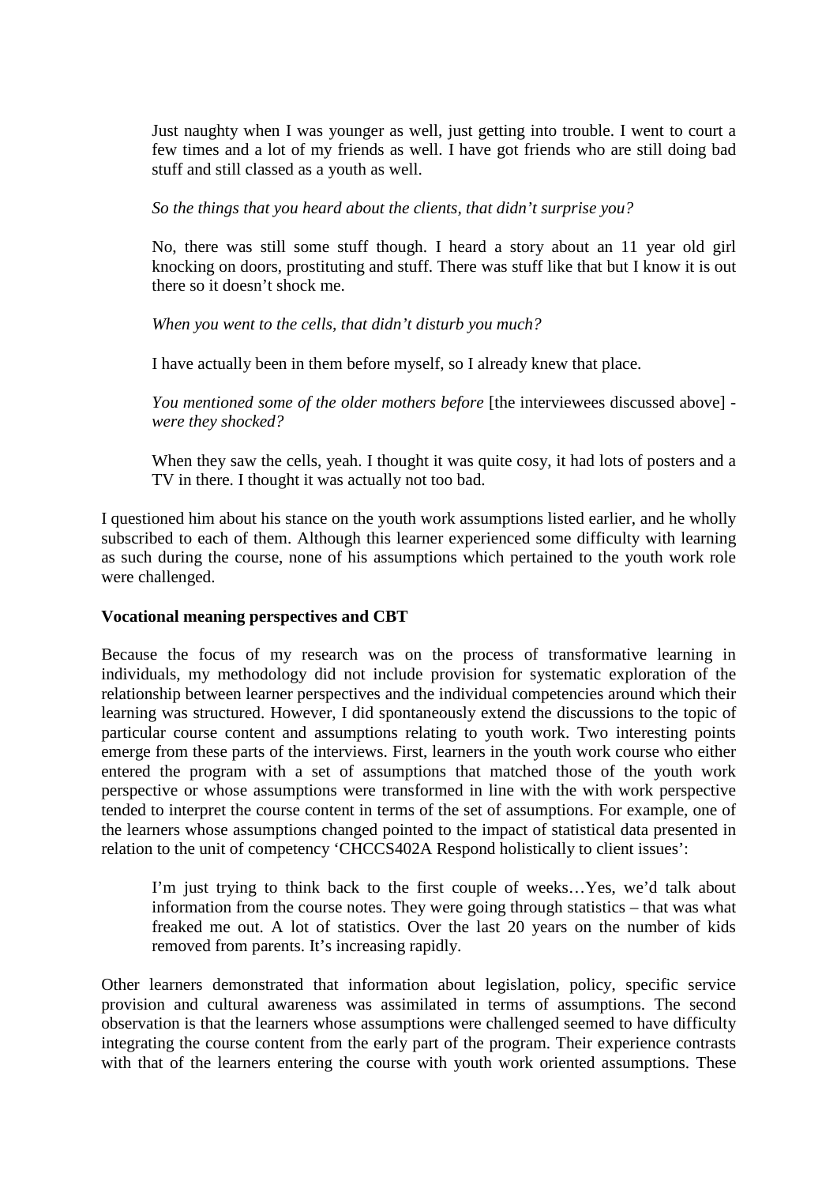> Just naughty when I was younger as well, just getting into trouble. I went to court a few times and a lot of my friends as well. I have got friends who are still doing bad stuff and still classed as a youth as well.
>
> *So the things that you heard about the clients, that didn't surprise you?*
>
> No, there was still some stuff though. I heard a story about an 11 year old girl knocking on doors, prostituting and stuff. There was stuff like that but I know it is out there so it doesn't shock me.
>
> *When you went to the cells, that didn't disturb you much?*
>
> I have actually been in them before myself, so I already knew that place.
>
> *You mentioned some of the older mothers before* [the interviewees discussed above] - *were they shocked?*
>
> When they saw the cells, yeah. I thought it was quite cosy, it had lots of posters and a TV in there. I thought it was actually not too bad.

I questioned him about his stance on the youth work assumptions listed earlier, and he wholly subscribed to each of them. Although this learner experienced some difficulty with learning as such during the course, none of his assumptions which pertained to the youth work role were challenged.

**Vocational meaning perspectives and CBT**

Because the focus of my research was on the process of transformative learning in individuals, my methodology did not include provision for systematic exploration of the relationship between learner perspectives and the individual competencies around which their learning was structured. However, I did spontaneously extend the discussions to the topic of particular course content and assumptions relating to youth work. Two interesting points emerge from these parts of the interviews. First, learners in the youth work course who either entered the program with a set of assumptions that matched those of the youth work perspective or whose assumptions were transformed in line with the with work perspective tended to interpret the course content in terms of the set of assumptions. For example, one of the learners whose assumptions changed pointed to the impact of statistical data presented in relation to the unit of competency 'CHCCS402A Respond holistically to client issues':

> I'm just trying to think back to the first couple of weeks…Yes, we'd talk about information from the course notes. They were going through statistics – that was what freaked me out. A lot of statistics. Over the last 20 years on the number of kids removed from parents. It's increasing rapidly.

Other learners demonstrated that information about legislation, policy, specific service provision and cultural awareness was assimilated in terms of assumptions. The second observation is that the learners whose assumptions were challenged seemed to have difficulty integrating the course content from the early part of the program. Their experience contrasts with that of the learners entering the course with youth work oriented assumptions. These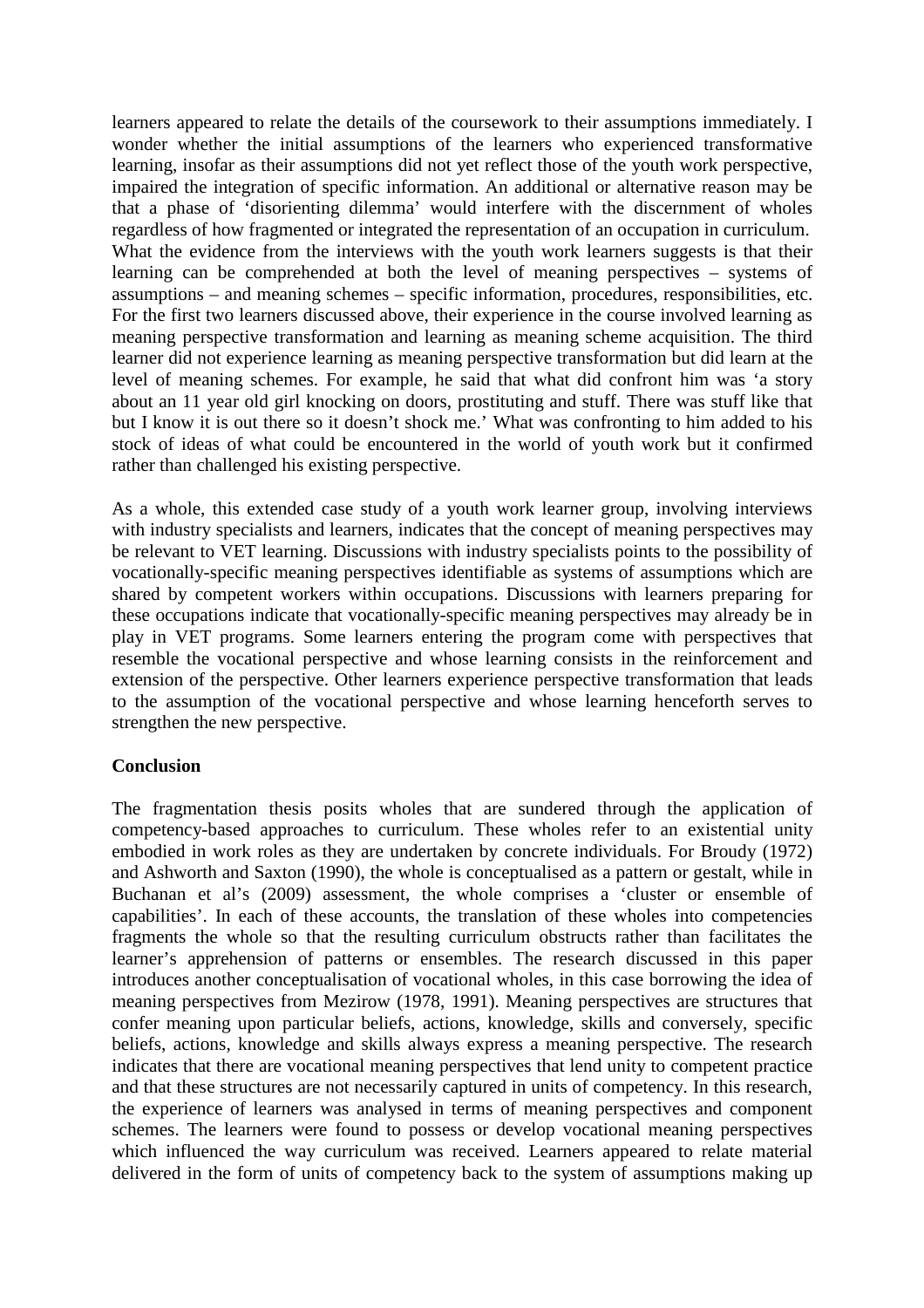learners appeared to relate the details of the coursework to their assumptions immediately. I wonder whether the initial assumptions of the learners who experienced transformative learning, insofar as their assumptions did not yet reflect those of the youth work perspective, impaired the integration of specific information. An additional or alternative reason may be that a phase of 'disorienting dilemma' would interfere with the discernment of wholes regardless of how fragmented or integrated the representation of an occupation in curriculum. What the evidence from the interviews with the youth work learners suggests is that their learning can be comprehended at both the level of meaning perspectives – systems of assumptions – and meaning schemes – specific information, procedures, responsibilities, etc. For the first two learners discussed above, their experience in the course involved learning as meaning perspective transformation and learning as meaning scheme acquisition. The third learner did not experience learning as meaning perspective transformation but did learn at the level of meaning schemes. For example, he said that what did confront him was 'a story about an 11 year old girl knocking on doors, prostituting and stuff. There was stuff like that but I know it is out there so it doesn't shock me.' What was confronting to him added to his stock of ideas of what could be encountered in the world of youth work but it confirmed rather than challenged his existing perspective.

As a whole, this extended case study of a youth work learner group, involving interviews with industry specialists and learners, indicates that the concept of meaning perspectives may be relevant to VET learning. Discussions with industry specialists points to the possibility of vocationally-specific meaning perspectives identifiable as systems of assumptions which are shared by competent workers within occupations. Discussions with learners preparing for these occupations indicate that vocationally-specific meaning perspectives may already be in play in VET programs. Some learners entering the program come with perspectives that resemble the vocational perspective and whose learning consists in the reinforcement and extension of the perspective. Other learners experience perspective transformation that leads to the assumption of the vocational perspective and whose learning henceforth serves to strengthen the new perspective.

## Conclusion

The fragmentation thesis posits wholes that are sundered through the application of competency-based approaches to curriculum. These wholes refer to an existential unity embodied in work roles as they are undertaken by concrete individuals. For Broudy (1972) and Ashworth and Saxton (1990), the whole is conceptualised as a pattern or gestalt, while in Buchanan et al's (2009) assessment, the whole comprises a 'cluster or ensemble of capabilities'. In each of these accounts, the translation of these wholes into competencies fragments the whole so that the resulting curriculum obstructs rather than facilitates the learner's apprehension of patterns or ensembles. The research discussed in this paper introduces another conceptualisation of vocational wholes, in this case borrowing the idea of meaning perspectives from Mezirow (1978, 1991). Meaning perspectives are structures that confer meaning upon particular beliefs, actions, knowledge, skills and conversely, specific beliefs, actions, knowledge and skills always express a meaning perspective. The research indicates that there are vocational meaning perspectives that lend unity to competent practice and that these structures are not necessarily captured in units of competency. In this research, the experience of learners was analysed in terms of meaning perspectives and component schemes. The learners were found to possess or develop vocational meaning perspectives which influenced the way curriculum was received. Learners appeared to relate material delivered in the form of units of competency back to the system of assumptions making up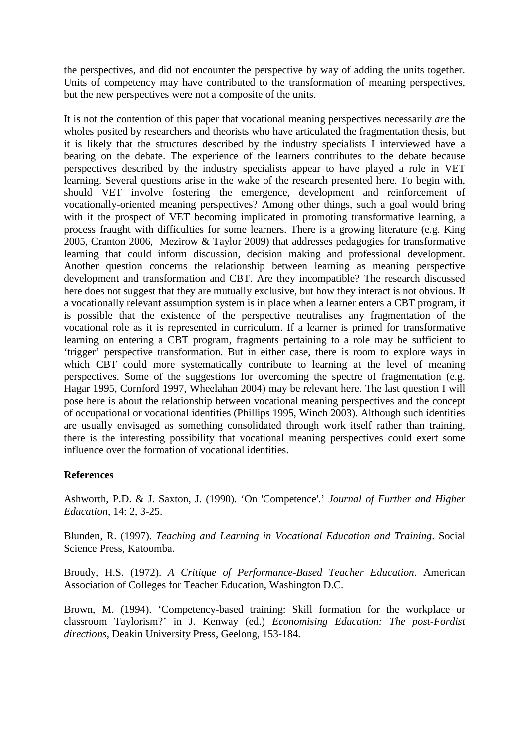the perspectives, and did not encounter the perspective by way of adding the units together. Units of competency may have contributed to the transformation of meaning perspectives, but the new perspectives were not a composite of the units.

It is not the contention of this paper that vocational meaning perspectives necessarily *are* the wholes posited by researchers and theorists who have articulated the fragmentation thesis, but it is likely that the structures described by the industry specialists I interviewed have a bearing on the debate. The experience of the learners contributes to the debate because perspectives described by the industry specialists appear to have played a role in VET learning. Several questions arise in the wake of the research presented here. To begin with, should VET involve fostering the emergence, development and reinforcement of vocationally-oriented meaning perspectives? Among other things, such a goal would bring with it the prospect of VET becoming implicated in promoting transformative learning, a process fraught with difficulties for some learners. There is a growing literature (e.g. King 2005, Cranton 2006, Mezirow & Taylor 2009) that addresses pedagogies for transformative learning that could inform discussion, decision making and professional development. Another question concerns the relationship between learning as meaning perspective development and transformation and CBT. Are they incompatible? The research discussed here does not suggest that they are mutually exclusive, but how they interact is not obvious. If a vocationally relevant assumption system is in place when a learner enters a CBT program, it is possible that the existence of the perspective neutralises any fragmentation of the vocational role as it is represented in curriculum. If a learner is primed for transformative learning on entering a CBT program, fragments pertaining to a role may be sufficient to 'trigger' perspective transformation. But in either case, there is room to explore ways in which CBT could more systematically contribute to learning at the level of meaning perspectives. Some of the suggestions for overcoming the spectre of fragmentation (e.g. Hagar 1995, Cornford 1997, Wheelahan 2004) may be relevant here. The last question I will pose here is about the relationship between vocational meaning perspectives and the concept of occupational or vocational identities (Phillips 1995, Winch 2003). Although such identities are usually envisaged as something consolidated through work itself rather than training, there is the interesting possibility that vocational meaning perspectives could exert some influence over the formation of vocational identities.

**References**

Ashworth, P.D. & J. Saxton, J. (1990). 'On 'Competence'.' *Journal of Further and Higher Education*, 14: 2, 3-25.

Blunden, R. (1997). *Teaching and Learning in Vocational Education and Training*. Social Science Press, Katoomba.

Broudy, H.S. (1972). *A Critique of Performance-Based Teacher Education*. American Association of Colleges for Teacher Education, Washington D.C.

Brown, M. (1994). 'Competency-based training: Skill formation for the workplace or classroom Taylorism?' in J. Kenway (ed.) *Economising Education: The post-Fordist directions*, Deakin University Press, Geelong, 153-184.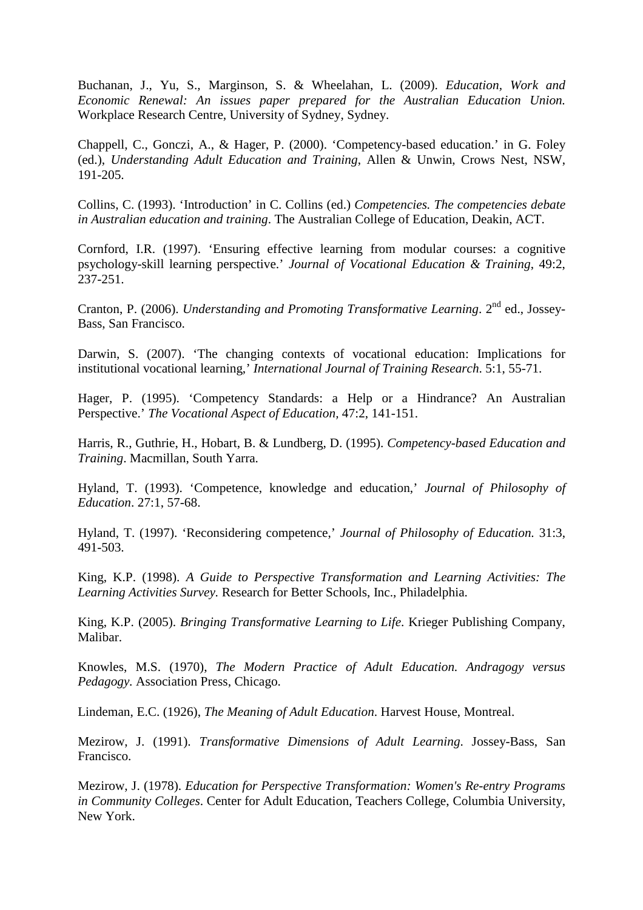Buchanan, J., Yu, S., Marginson, S. & Wheelahan, L. (2009). *Education, Work and Economic Renewal: An issues paper prepared for the Australian Education Union.* Workplace Research Centre, University of Sydney, Sydney.

Chappell, C., Gonczi, A., & Hager, P. (2000). 'Competency-based education.' in G. Foley (ed.), *Understanding Adult Education and Training*, Allen & Unwin, Crows Nest, NSW, 191-205.

Collins, C. (1993). 'Introduction' in C. Collins (ed.) *Competencies. The competencies debate in Australian education and training*. The Australian College of Education, Deakin, ACT.

Cornford, I.R. (1997). 'Ensuring effective learning from modular courses: a cognitive psychology-skill learning perspective.' *Journal of Vocational Education & Training*, 49:2, 237-251.

Cranton, P. (2006). *Understanding and Promoting Transformative Learning*. 2nd ed., Jossey-Bass, San Francisco.

Darwin, S. (2007). 'The changing contexts of vocational education: Implications for institutional vocational learning,' *International Journal of Training Research*. 5:1, 55-71.

Hager, P. (1995). 'Competency Standards: a Help or a Hindrance? An Australian Perspective.' *The Vocational Aspect of Education*, 47:2, 141-151.

Harris, R., Guthrie, H., Hobart, B. & Lundberg, D. (1995). *Competency-based Education and Training*. Macmillan, South Yarra.

Hyland, T. (1993). 'Competence, knowledge and education,' *Journal of Philosophy of Education*. 27:1, 57-68.

Hyland, T. (1997). 'Reconsidering competence,' *Journal of Philosophy of Education.* 31:3, 491-503.

King, K.P. (1998). *A Guide to Perspective Transformation and Learning Activities: The Learning Activities Survey.* Research for Better Schools, Inc., Philadelphia.

King, K.P. (2005). *Bringing Transformative Learning to Life*. Krieger Publishing Company, Malibar.

Knowles, M.S. (1970), *The Modern Practice of Adult Education. Andragogy versus Pedagogy.* Association Press, Chicago.

Lindeman, E.C. (1926), *The Meaning of Adult Education*. Harvest House, Montreal.

Mezirow, J. (1991). *Transformative Dimensions of Adult Learning.* Jossey-Bass, San Francisco.

Mezirow, J. (1978). *Education for Perspective Transformation: Women's Re-entry Programs in Community Colleges*. Center for Adult Education, Teachers College, Columbia University, New York.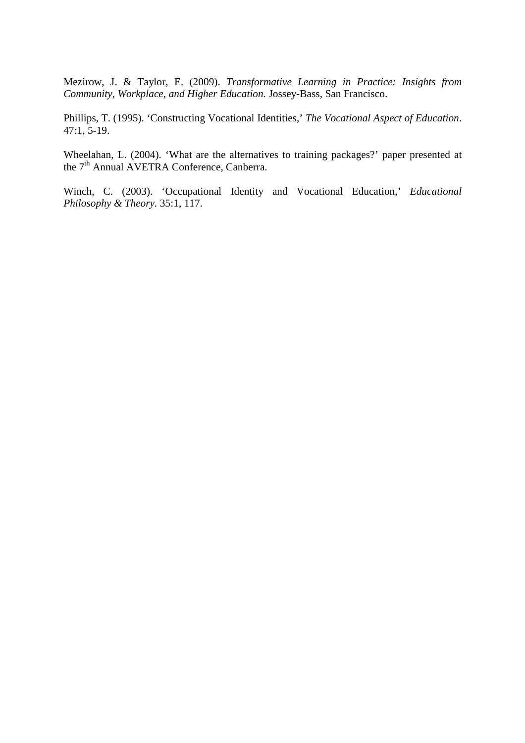Mezirow, J. & Taylor, E. (2009). *Transformative Learning in Practice: Insights from Community, Workplace, and Higher Education.* Jossey-Bass, San Francisco.

Phillips, T. (1995). 'Constructing Vocational Identities,' *The Vocational Aspect of Education*. 47:1, 5-19.

Wheelahan, L. (2004). 'What are the alternatives to training packages?' paper presented at the 7th Annual AVETRA Conference, Canberra.

Winch, C. (2003). 'Occupational Identity and Vocational Education,' *Educational Philosophy & Theory.* 35:1, 117.